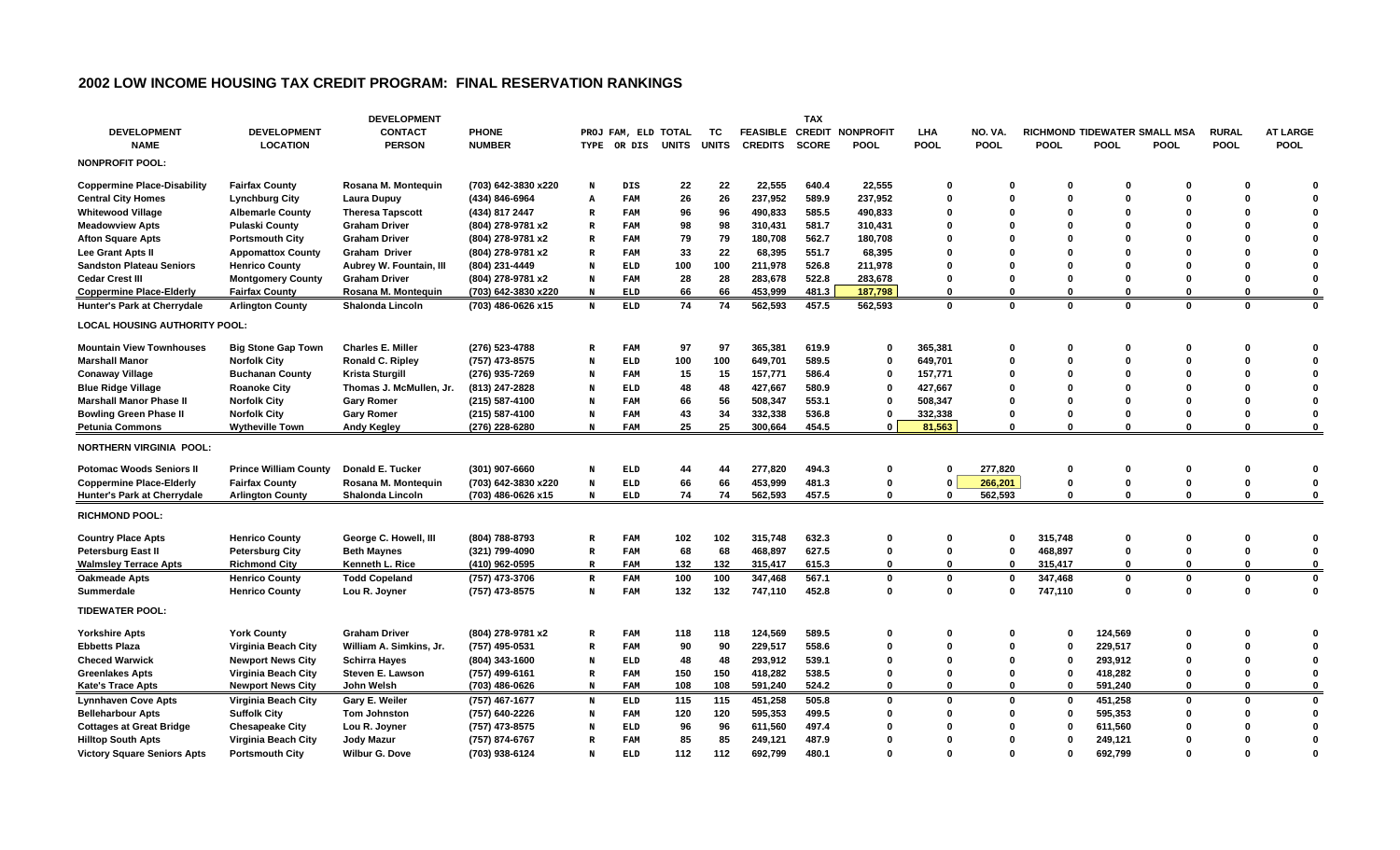## 2002 LOW INCOME HOUSING TAX CREDIT PROGRAM: FINAL RESERVATION RANKINGS

| DEVELOPMENT NAME | DEVELOPMENT LOCATION | DEVELOPMENT CONTACT PERSON | PHONE NUMBER | PROJ TYPE | FAM, ELD OR DIS | TOTAL UNITS | TC UNITS | FEASIBLE CREDITS | TAX CREDIT SCORE | NONPROFIT POOL | LHA POOL | NO. VA. POOL | RICHMOND POOL | TIDEWATER POOL | SMALL MSA POOL | RURAL POOL | AT LARGE POOL |
|---|---|---|---|---|---|---|---|---|---|---|---|---|---|---|---|---|---|
| **NONPROFIT POOL:** | | | | | | | | | | | | | | | | | |
| Coppermine Place-Disability | Fairfax County | Rosana M. Montequin | (703) 642-3830 x220 | N | DIS | 22 | 22 | 22,555 | 640.4 | 22,555 | 0 | 0 | 0 | 0 | 0 | 0 | 0 |
| Central City Homes | Lynchburg City | Laura Dupuy | (434) 846-6964 | A | FAM | 26 | 26 | 237,952 | 589.9 | 237,952 | 0 | 0 | 0 | 0 | 0 | 0 | 0 |
| Whitewood Village | Albemarle County | Theresa Tapscott | (434) 817 2447 | R | FAM | 96 | 96 | 490,833 | 585.5 | 490,833 | 0 | 0 | 0 | 0 | 0 | 0 | 0 |
| Meadowview Apts | Pulaski County | Graham Driver | (804) 278-9781 x2 | R | FAM | 98 | 98 | 310,431 | 581.7 | 310,431 | 0 | 0 | 0 | 0 | 0 | 0 | 0 |
| Afton Square Apts | Portsmouth City | Graham Driver | (804) 278-9781 x2 | R | FAM | 79 | 79 | 180,708 | 562.7 | 180,708 | 0 | 0 | 0 | 0 | 0 | 0 | 0 |
| Lee Grant Apts II | Appomattox County | Graham Driver | (804) 278-9781 x2 | R | FAM | 33 | 22 | 68,395 | 551.7 | 68,395 | 0 | 0 | 0 | 0 | 0 | 0 | 0 |
| Sandston Plateau Seniors | Henrico County | Aubrey W. Fountain, III | (804) 231-4449 | N | ELD | 100 | 100 | 211,978 | 526.8 | 211,978 | 0 | 0 | 0 | 0 | 0 | 0 | 0 |
| Cedar Crest III | Montgomery County | Graham Driver | (804) 278-9781 x2 | N | FAM | 28 | 28 | 283,678 | 522.8 | 283,678 | 0 | 0 | 0 | 0 | 0 | 0 | 0 |
| Coppermine Place-Elderly | Fairfax County | Rosana M. Montequin | (703) 642-3830 x220 | N | ELD | 66 | 66 | 453,999 | 481.3 | 187,798 | 0 | 0 | 0 | 0 | 0 | 0 | 0 |
| Hunter's Park at Cherrydale | Arlington County | Shalonda Lincoln | (703) 486-0626 x15 | N | ELD | 74 | 74 | 562,593 | 457.5 | 562,593 | 0 | 0 | 0 | 0 | 0 | 0 | 0 |
| **LOCAL HOUSING AUTHORITY POOL:** | | | | | | | | | | | | | | | | | |
| Mountain View Townhouses | Big Stone Gap Town | Charles E. Miller | (276) 523-4788 | R | FAM | 97 | 97 | 365,381 | 619.9 | 0 | 365,381 | 0 | 0 | 0 | 0 | 0 | 0 |
| Marshall Manor | Norfolk City | Ronald C. Ripley | (757) 473-8575 | N | ELD | 100 | 100 | 649,701 | 589.5 | 0 | 649,701 | 0 | 0 | 0 | 0 | 0 | 0 |
| Conaway Village | Buchanan County | Krista Sturgill | (276) 935-7269 | N | FAM | 15 | 15 | 157,771 | 586.4 | 0 | 157,771 | 0 | 0 | 0 | 0 | 0 | 0 |
| Blue Ridge Village | Roanoke City | Thomas J. McMullen, Jr. | (813) 247-2828 | N | ELD | 48 | 48 | 427,667 | 580.9 | 0 | 427,667 | 0 | 0 | 0 | 0 | 0 | 0 |
| Marshall Manor Phase II | Norfolk City | Gary Romer | (215) 587-4100 | N | FAM | 66 | 56 | 508,347 | 553.1 | 0 | 508,347 | 0 | 0 | 0 | 0 | 0 | 0 |
| Bowling Green Phase II | Norfolk City | Gary Romer | (215) 587-4100 | N | FAM | 43 | 34 | 332,338 | 536.8 | 0 | 332,338 | 0 | 0 | 0 | 0 | 0 | 0 |
| Petunia Commons | Wytheville Town | Andy Kegley | (276) 228-6280 | N | FAM | 25 | 25 | 300,664 | 454.5 | 0 | 81,563 | 0 | 0 | 0 | 0 | 0 | 0 |
| **NORTHERN VIRGINIA POOL:** | | | | | | | | | | | | | | | | | |
| Potomac Woods Seniors II | Prince William County | Donald E. Tucker | (301) 907-6660 | N | ELD | 44 | 44 | 277,820 | 494.3 | 0 | 0 | 277,820 | 0 | 0 | 0 | 0 | 0 |
| Coppermine Place-Elderly | Fairfax County | Rosana M. Montequin | (703) 642-3830 x220 | N | ELD | 66 | 66 | 453,999 | 481.3 | 0 | 0 | 266,201 | 0 | 0 | 0 | 0 | 0 |
| Hunter's Park at Cherrydale | Arlington County | Shalonda Lincoln | (703) 486-0626 x15 | N | ELD | 74 | 74 | 562,593 | 457.5 | 0 | 0 | 562,593 | 0 | 0 | 0 | 0 | 0 |
| **RICHMOND POOL:** | | | | | | | | | | | | | | | | | |
| Country Place Apts | Henrico County | George C. Howell, III | (804) 788-8793 | R | FAM | 102 | 102 | 315,748 | 632.3 | 0 | 0 | 0 | 315,748 | 0 | 0 | 0 | 0 |
| Petersburg East II | Petersburg City | Beth Maynes | (321) 799-4090 | R | FAM | 68 | 68 | 468,897 | 627.5 | 0 | 0 | 0 | 468,897 | 0 | 0 | 0 | 0 |
| Walmsley Terrace Apts | Richmond City | Kenneth L. Rice | (410) 962-0595 | R | FAM | 132 | 132 | 315,417 | 615.3 | 0 | 0 | 0 | 315,417 | 0 | 0 | 0 | 0 |
| Oakmeade Apts | Henrico County | Todd Copeland | (757) 473-3706 | R | FAM | 100 | 100 | 347,468 | 567.1 | 0 | 0 | 0 | 347,468 | 0 | 0 | 0 | 0 |
| Summerdale | Henrico County | Lou R. Joyner | (757) 473-8575 | N | FAM | 132 | 132 | 747,110 | 452.8 | 0 | 0 | 0 | 747,110 | 0 | 0 | 0 | 0 |
| **TIDEWATER POOL:** | | | | | | | | | | | | | | | | | |
| Yorkshire Apts | York County | Graham Driver | (804) 278-9781 x2 | R | FAM | 118 | 118 | 124,569 | 589.5 | 0 | 0 | 0 | 0 | 124,569 | 0 | 0 | 0 |
| Ebbetts Plaza | Virginia Beach City | William A. Simkins, Jr. | (757) 495-0531 | R | FAM | 90 | 90 | 229,517 | 558.6 | 0 | 0 | 0 | 0 | 229,517 | 0 | 0 | 0 |
| Checed Warwick | Newport News City | Schirra Hayes | (804) 343-1600 | N | ELD | 48 | 48 | 293,912 | 539.1 | 0 | 0 | 0 | 0 | 293,912 | 0 | 0 | 0 |
| Greenlakes Apts | Virginia Beach City | Steven E. Lawson | (757) 499-6161 | R | FAM | 150 | 150 | 418,282 | 538.5 | 0 | 0 | 0 | 0 | 418,282 | 0 | 0 | 0 |
| Kate's Trace Apts | Newport News City | John Welsh | (703) 486-0626 | N | FAM | 108 | 108 | 591,240 | 524.2 | 0 | 0 | 0 | 0 | 591,240 | 0 | 0 | 0 |
| Lynnhaven Cove Apts | Virginia Beach City | Gary E. Weiler | (757) 467-1677 | N | ELD | 115 | 115 | 451,258 | 505.8 | 0 | 0 | 0 | 0 | 451,258 | 0 | 0 | 0 |
| Belleharbour Apts | Suffolk City | Tom Johnston | (757) 640-2226 | N | FAM | 120 | 120 | 595,353 | 499.5 | 0 | 0 | 0 | 0 | 595,353 | 0 | 0 | 0 |
| Cottages at Great Bridge | Chesapeake City | Lou R. Joyner | (757) 473-8575 | N | ELD | 96 | 96 | 611,560 | 497.4 | 0 | 0 | 0 | 0 | 611,560 | 0 | 0 | 0 |
| Hilltop South Apts | Virginia Beach City | Jody Mazur | (757) 874-6767 | R | FAM | 85 | 85 | 249,121 | 487.9 | 0 | 0 | 0 | 0 | 249,121 | 0 | 0 | 0 |
| Victory Square Seniors Apts | Portsmouth City | Wilbur G. Dove | (703) 938-6124 | N | ELD | 112 | 112 | 692,799 | 480.1 | 0 | 0 | 0 | 0 | 692,799 | 0 | 0 | 0 |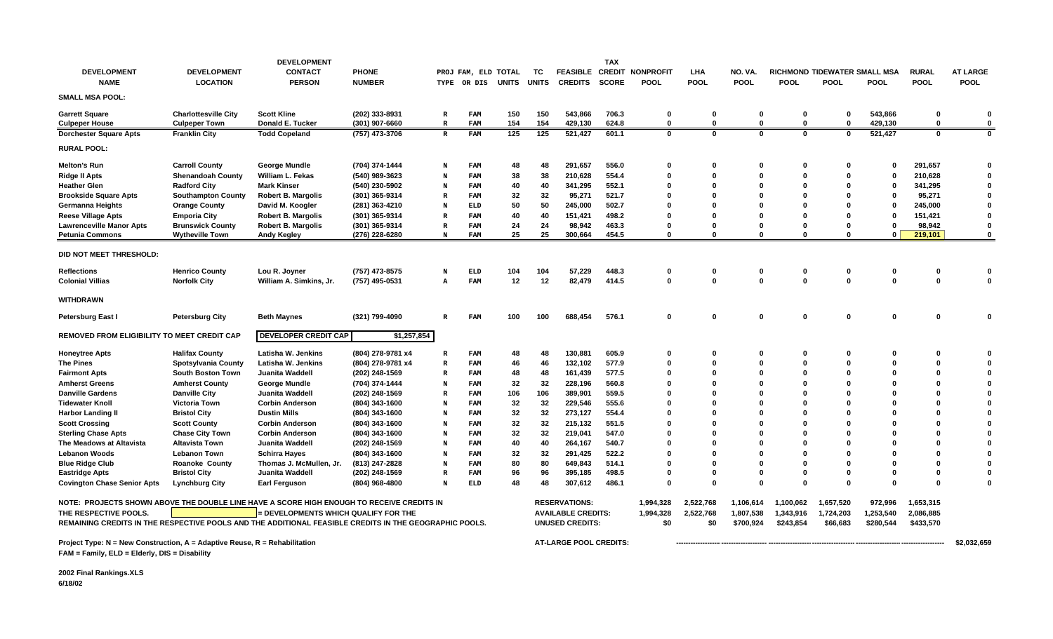| DEVELOPMENT NAME | DEVELOPMENT LOCATION | DEVELOPMENT CONTACT PERSON | PHONE NUMBER | PROJ TYPE | FAM, ELD OR DIS | TOTAL UNITS | TC UNITS | FEASIBLE CREDITS | TAX CREDIT SCORE | NONPROFIT POOL | LHA POOL | NO. VA. POOL | RICHMOND POOL | TIDEWATER POOL | SMALL MSA POOL | RURAL POOL | AT LARGE POOL |
|---|---|---|---|---|---|---|---|---|---|---|---|---|---|---|---|---|---|
| **SMALL MSA POOL:** | | | | | | | | | | | | | | | | | |
| Garrett Square | Charlottesville City | Scott Kline | (202) 333-8931 | R | FAM | 150 | 150 | 543,866 | 706.3 | 0 | 0 | 0 | 0 | 0 | 543,866 | 0 | 0 |
| Culpeper House | Culpeper Town | Donald E. Tucker | (301) 907-6660 | R | FAM | 154 | 154 | 429,130 | 624.8 | 0 | 0 | 0 | 0 | 0 | 429,130 | 0 | 0 |
| Dorchester Square Apts | Franklin City | Todd Copeland | (757) 473-3706 | R | FAM | 125 | 125 | 521,427 | 601.1 | 0 | 0 | 0 | 0 | 0 | 521,427 | 0 | 0 |
| **RURAL POOL:** | | | | | | | | | | | | | | | | | |
| Melton's Run | Carroll County | George Mundle | (704) 374-1444 | N | FAM | 48 | 48 | 291,657 | 556.0 | 0 | 0 | 0 | 0 | 0 | 0 | 291,657 | 0 |
| Ridge II Apts | Shenandoah County | William L. Fekas | (540) 989-3623 | N | FAM | 38 | 38 | 210,628 | 554.4 | 0 | 0 | 0 | 0 | 0 | 0 | 210,628 | 0 |
| Heather Glen | Radford City | Mark Kinser | (540) 230-5902 | N | FAM | 40 | 40 | 341,295 | 552.1 | 0 | 0 | 0 | 0 | 0 | 0 | 341,295 | 0 |
| Brookside Square Apts | Southampton County | Robert B. Margolis | (301) 365-9314 | R | FAM | 32 | 32 | 95,271 | 521.7 | 0 | 0 | 0 | 0 | 0 | 0 | 95,271 | 0 |
| Germanna Heights | Orange County | David M. Koogler | (281) 363-4210 | N | ELD | 50 | 50 | 245,000 | 502.7 | 0 | 0 | 0 | 0 | 0 | 0 | 245,000 | 0 |
| Reese Village Apts | Emporia City | Robert B. Margolis | (301) 365-9314 | R | FAM | 40 | 40 | 151,421 | 498.2 | 0 | 0 | 0 | 0 | 0 | 0 | 151,421 | 0 |
| Lawrenceville Manor Apts | Brunswick County | Robert B. Margolis | (301) 365-9314 | R | FAM | 24 | 24 | 98,942 | 463.3 | 0 | 0 | 0 | 0 | 0 | 0 | 98,942 | 0 |
| Petunia Commons | Wytheville Town | Andy Kegley | (276) 228-6280 | N | FAM | 25 | 25 | 300,664 | 454.5 | 0 | 0 | 0 | 0 | 0 | 0 | 219,101 | 0 |
| **DID NOT MEET THRESHOLD:** | | | | | | | | | | | | | | | | | |
| Reflections | Henrico County | Lou R. Joyner | (757) 473-8575 | N | ELD | 104 | 104 | 57,229 | 448.3 | 0 | 0 | 0 | 0 | 0 | 0 | 0 | 0 |
| Colonial Villias | Norfolk City | William A. Simkins, Jr. | (757) 495-0531 | A | FAM | 12 | 12 | 82,479 | 414.5 | 0 | 0 | 0 | 0 | 0 | 0 | 0 | 0 |
| **WITHDRAWN** | | | | | | | | | | | | | | | | | |
| Petersburg East I | Petersburg City | Beth Maynes | (321) 799-4090 | R | FAM | 100 | 100 | 688,454 | 576.1 | 0 | 0 | 0 | 0 | 0 | 0 | 0 | 0 |
| **REMOVED FROM ELIGIBILITY TO MEET CREDIT CAP** | | DEVELOPER CREDIT CAP | $1,257,854 | | | | | | | | | | | | | | |
| Honeytree Apts | Halifax County | Latisha W. Jenkins | (804) 278-9781 x4 | R | FAM | 48 | 48 | 130,881 | 605.9 | 0 | 0 | 0 | 0 | 0 | 0 | 0 | 0 |
| The Pines | Spotsylvania County | Latisha W. Jenkins | (804) 278-9781 x4 | R | FAM | 46 | 46 | 132,102 | 577.9 | 0 | 0 | 0 | 0 | 0 | 0 | 0 | 0 |
| Fairmont Apts | South Boston Town | Juanita Waddell | (202) 248-1569 | R | FAM | 48 | 48 | 161,439 | 577.5 | 0 | 0 | 0 | 0 | 0 | 0 | 0 | 0 |
| Amherst Greens | Amherst County | George Mundle | (704) 374-1444 | N | FAM | 32 | 32 | 228,196 | 560.8 | 0 | 0 | 0 | 0 | 0 | 0 | 0 | 0 |
| Danville Gardens | Danville City | Juanita Waddell | (202) 248-1569 | R | FAM | 106 | 106 | 389,901 | 559.5 | 0 | 0 | 0 | 0 | 0 | 0 | 0 | 0 |
| Tidewater Knoll | Victoria Town | Corbin Anderson | (804) 343-1600 | N | FAM | 32 | 32 | 229,546 | 555.6 | 0 | 0 | 0 | 0 | 0 | 0 | 0 | 0 |
| Harbor Landing II | Bristol City | Dustin Mills | (804) 343-1600 | N | FAM | 32 | 32 | 273,127 | 554.4 | 0 | 0 | 0 | 0 | 0 | 0 | 0 | 0 |
| Scott Crossing | Scott County | Corbin Anderson | (804) 343-1600 | N | FAM | 32 | 32 | 215,132 | 551.5 | 0 | 0 | 0 | 0 | 0 | 0 | 0 | 0 |
| Sterling Chase Apts | Chase City Town | Corbin Anderson | (804) 343-1600 | N | FAM | 32 | 32 | 219,041 | 547.0 | 0 | 0 | 0 | 0 | 0 | 0 | 0 | 0 |
| The Meadows at Altavista | Altavista Town | Juanita Waddell | (202) 248-1569 | N | FAM | 40 | 40 | 264,167 | 540.7 | 0 | 0 | 0 | 0 | 0 | 0 | 0 | 0 |
| Lebanon Woods | Lebanon Town | Schirra Hayes | (804) 343-1600 | N | FAM | 32 | 32 | 291,425 | 522.2 | 0 | 0 | 0 | 0 | 0 | 0 | 0 | 0 |
| Blue Ridge Club | Roanoke County | Thomas J. McMullen, Jr. | (813) 247-2828 | N | FAM | 80 | 80 | 649,843 | 514.1 | 0 | 0 | 0 | 0 | 0 | 0 | 0 | 0 |
| Eastridge Apts | Bristol City | Juanita Waddell | (202) 248-1569 | R | FAM | 96 | 96 | 395,185 | 498.5 | 0 | 0 | 0 | 0 | 0 | 0 | 0 | 0 |
| Covington Chase Senior Apts | Lynchburg City | Earl Ferguson | (804) 968-4800 | N | ELD | 48 | 48 | 307,612 | 486.1 | 0 | 0 | 0 | 0 | 0 | 0 | 0 | 0 |
| | | | | | | | | RESERVATIONS: | | 1,994,328 | 2,522,768 | 1,106,614 | 1,100,062 | 1,657,520 | 972,996 | 1,653,315 | |
| | | | | | | | | AVAILABLE CREDITS: | | 1,994,328 | 2,522,768 | 1,807,538 | 1,343,916 | 1,724,203 | 1,253,540 | 2,086,885 | |
| | | | | | | | | UNUSED CREDITS: | | $0 | $0 | $700,924 | $243,854 | $66,683 | $280,544 | $433,570 | |
| | | | | | | | | AT-LARGE POOL CREDITS: | | | | | | | | | $2,032,659 |

NOTE: PROJECTS SHOWN ABOVE THE DOUBLE LINE HAVE A SCORE HIGH ENOUGH TO RECEIVE CREDITS IN THE RESPECTIVE POOLS. [highlighted] = DEVELOPMENTS WHICH QUALIFY FOR THE REMAINING CREDITS IN THE RESPECTIVE POOLS AND THE ADDITIONAL FEASIBLE CREDITS IN THE GEOGRAPHIC POOLS.

Project Type: N = New Construction, A = Adaptive Reuse, R = Rehabilitation
FAM = Family, ELD = Elderly, DIS = Disability

2002 Final Rankings.XLS
6/18/02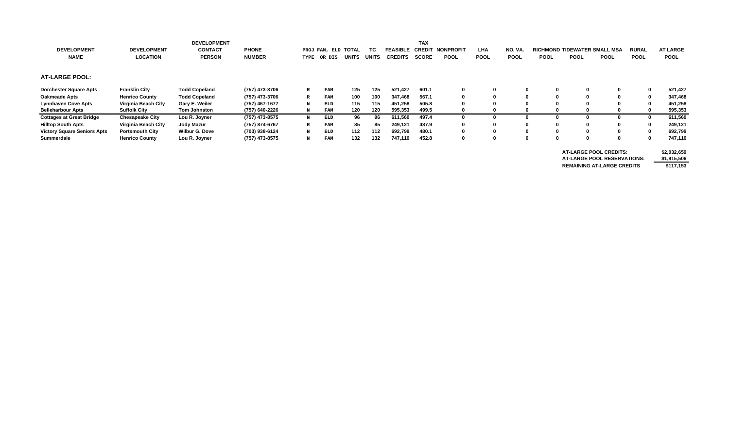| DEVELOPMENT NAME | DEVELOPMENT LOCATION | DEVELOPMENT CONTACT PERSON | PHONE NUMBER | PROJ TYPE | FAM, ELD OR DIS | TOTAL UNITS | TC UNITS | FEASIBLE CREDITS | TAX CREDIT SCORE | NONPROFIT POOL | LHA POOL | NO. VA. POOL | RICHMOND POOL | TIDEWATER POOL | SMALL MSA POOL | RURAL POOL | AT LARGE POOL |
|---|---|---|---|---|---|---|---|---|---|---|---|---|---|---|---|---|---|
| **AT-LARGE POOL:** | | | | | | | | | | | | | | | | | |
| Dorchester Square Apts | Franklin City | Todd Copeland | (757) 473-3706 | R | FAM | 125 | 125 | 521,427 | 601.1 | 0 | 0 | 0 | 0 | 0 | 0 | 0 | 521,427 |
| Oakmeade Apts | Henrico County | Todd Copeland | (757) 473-3706 | R | FAM | 100 | 100 | 347,468 | 567.1 | 0 | 0 | 0 | 0 | 0 | 0 | 0 | 347,468 |
| Lynnhaven Cove Apts | Virginia Beach City | Gary E. Weiler | (757) 467-1677 | N | ELD | 115 | 115 | 451,258 | 505.8 | 0 | 0 | 0 | 0 | 0 | 0 | 0 | 451,258 |
| Belleharbour Apts | Suffolk City | Tom Johnston | (757) 640-2226 | N | FAM | 120 | 120 | 595,353 | 499.5 | 0 | 0 | 0 | 0 | 0 | 0 | 0 | 595,353 |
| Cottages at Great Bridge | Chesapeake City | Lou R. Joyner | (757) 473-8575 | N | ELD | 96 | 96 | 611,560 | 497.4 | 0 | 0 | 0 | 0 | 0 | 0 | 0 | 611,560 |
| Hilltop South Apts | Virginia Beach City | Jody Mazur | (757) 874-6767 | R | FAM | 85 | 85 | 249,121 | 487.9 | 0 | 0 | 0 | 0 | 0 | 0 | 0 | 249,121 |
| Victory Square Seniors Apts | Portsmouth City | Wilbur G. Dove | (703) 938-6124 | N | ELD | 112 | 112 | 692,799 | 480.1 | 0 | 0 | 0 | 0 | 0 | 0 | 0 | 692,799 |
| Summerdale | Henrico County | Lou R. Joyner | (757) 473-8575 | N | FAM | 132 | 132 | 747,110 | 452.8 | 0 | 0 | 0 | 0 | 0 | 0 | 0 | 747,110 |

| | |
|---|---|
| AT-LARGE POOL CREDITS: | $2,032,659 |
| AT-LARGE POOL RESERVATIONS: | $1,915,506 |
| REMAINING AT-LARGE CREDITS | $117,153 |